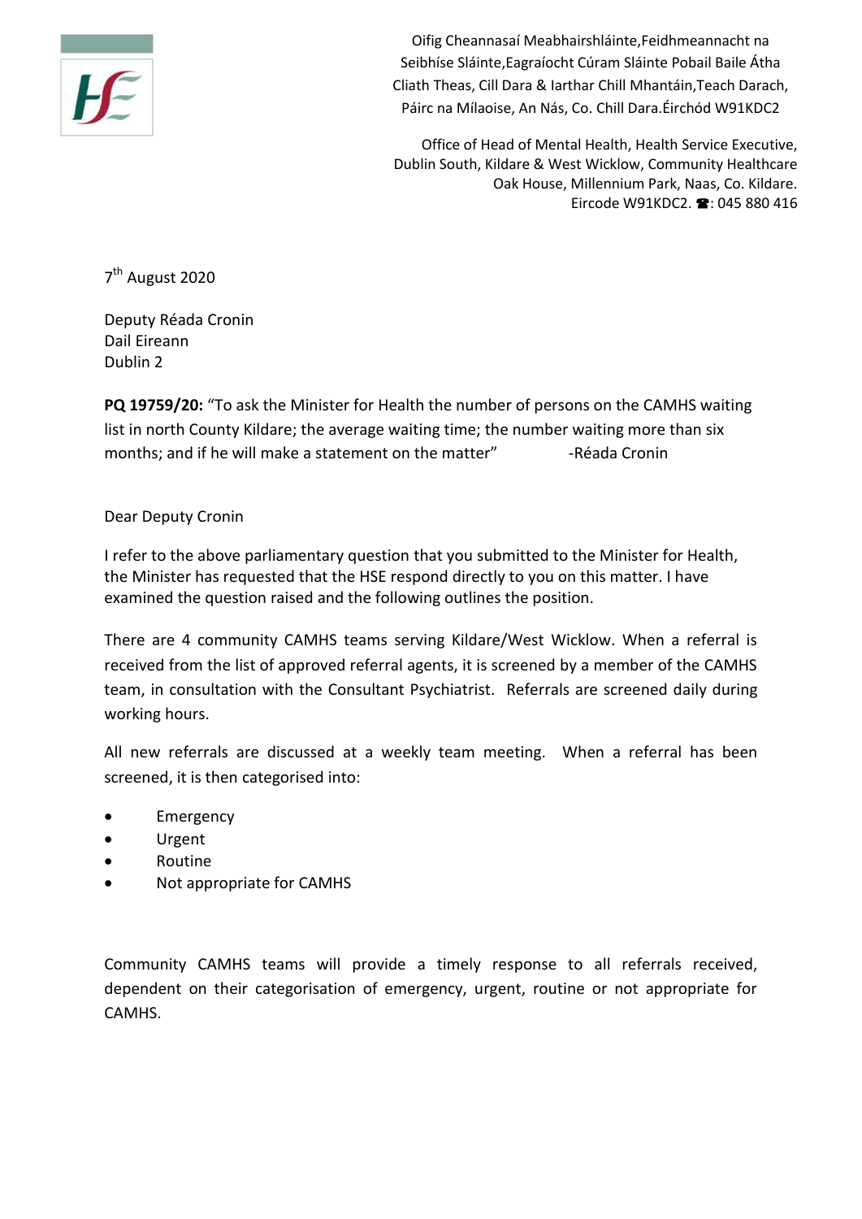Oifig Cheannasaí Meabhairshláinte,Feidhmeannacht na Seibhíse Sláinte,Eagraíocht Cúram Sláinte Pobail Baile Átha Cliath Theas, Cill Dara & Iarthar Chill Mhantáin,Teach Darach, Páirc na Mílaoise, An Nás, Co. Chill Dara.Éirchód W91KDC2

Office of Head of Mental Health, Health Service Executive, Dublin South, Kildare & West Wicklow, Community Healthcare
Oak House, Millennium Park, Naas, Co. Kildare.
Eircode W91KDC2. ☎: 045 880 416

7th August 2020

Deputy Réada Cronin
Dail Eireann
Dublin 2

**PQ 19759/20:** "To ask the Minister for Health the number of persons on the CAMHS waiting list in north County Kildare; the average waiting time; the number waiting more than six months; and if he will make a statement on the matter" -Réada Cronin

Dear Deputy Cronin

I refer to the above parliamentary question that you submitted to the Minister for Health, the Minister has requested that the HSE respond directly to you on this matter. I have examined the question raised and the following outlines the position.

There are 4 community CAMHS teams serving Kildare/West Wicklow. When a referral is received from the list of approved referral agents, it is screened by a member of the CAMHS team, in consultation with the Consultant Psychiatrist. Referrals are screened daily during working hours.

All new referrals are discussed at a weekly team meeting. When a referral has been screened, it is then categorised into:

- Emergency
- Urgent
- Routine
- Not appropriate for CAMHS

Community CAMHS teams will provide a timely response to all referrals received, dependent on their categorisation of emergency, urgent, routine or not appropriate for CAMHS.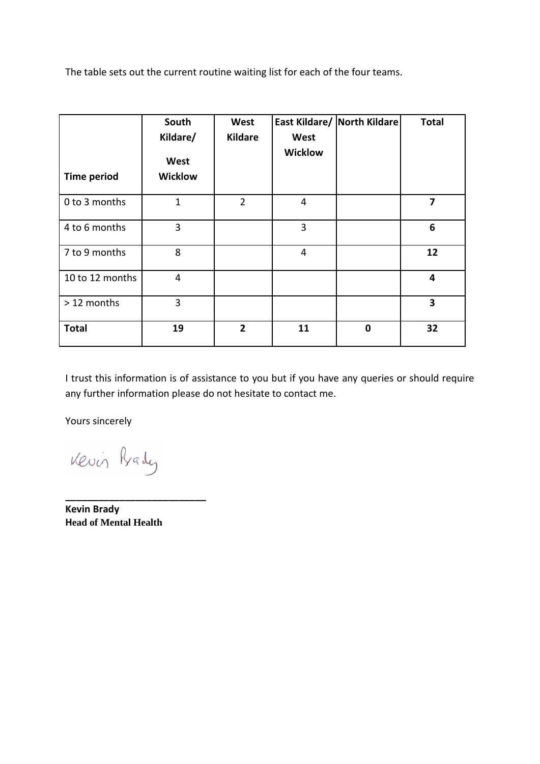The table sets out the current routine waiting list for each of the four teams.

| Time period | South Kildare/ West Wicklow | West Kildare | East Kildare/ West Wicklow | North Kildare | Total |
|---|---|---|---|---|---|
| 0 to 3 months | 1 | 2 | 4 | | **7** |
| 4 to 6 months | 3 | | 3 | | **6** |
| 7 to 9 months | 8 | | 4 | | **12** |
| 10 to 12 months | 4 | | | | **4** |
| > 12 months | 3 | | | | **3** |
| **Total** | **19** | **2** | **11** | **0** | **32** |

I trust this information is of assistance to you but if you have any queries or should require any further information please do not hesitate to contact me.

Yours sincerely

Kevin Brady

\_\_\_\_\_\_\_\_\_\_\_\_\_\_\_\_\_\_\_\_\_\_\_\_\_\_

**Kevin Brady**
**Head of Mental Health**